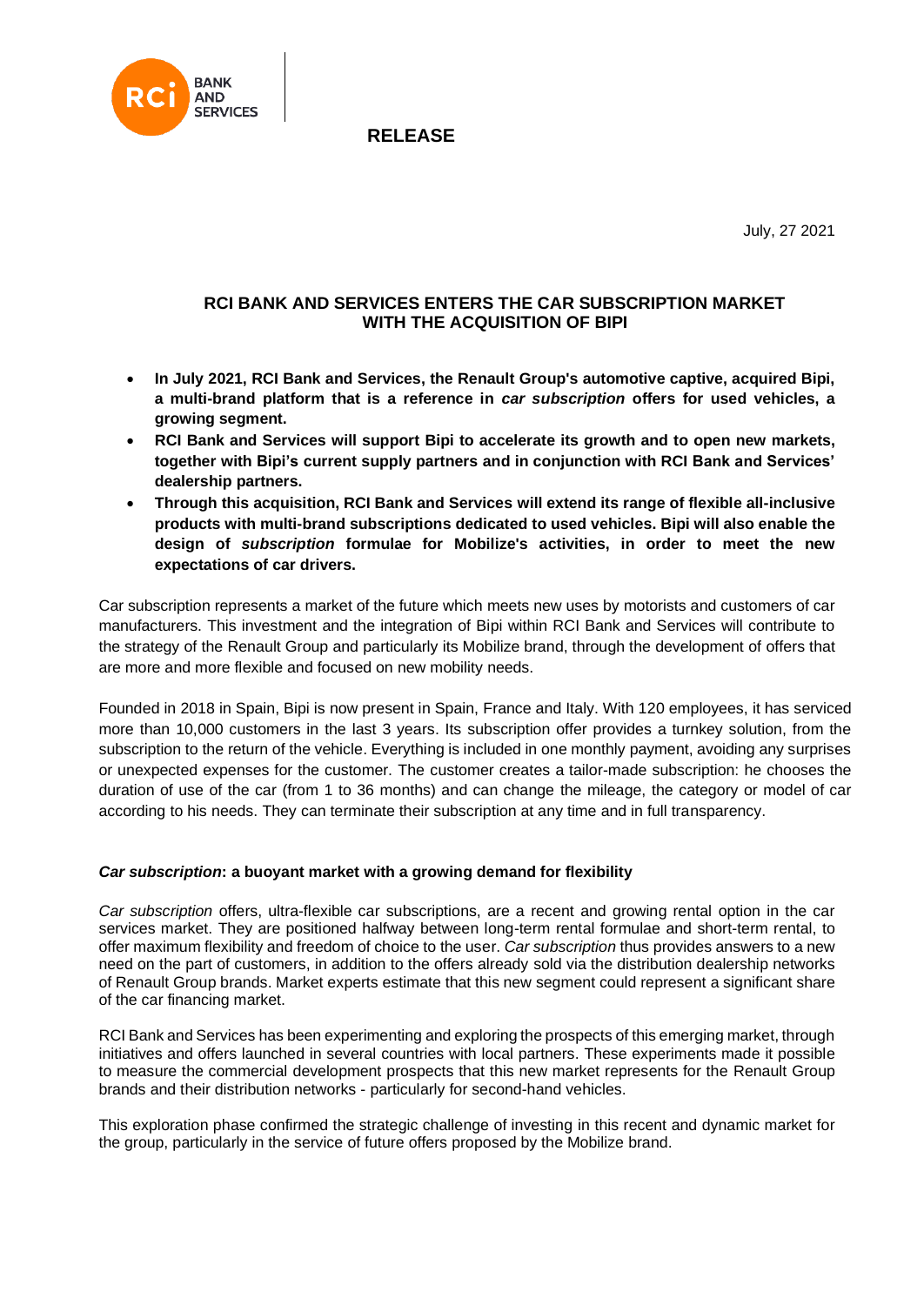**RCI BANK AND SERVICES**

**RELEASE**

July, 27 2021

# RCI BANK AND SERVICES ENTERS THE CAR SUBSCRIPTION MARKET WITH THE ACQUISITION OF BIPI

- **In July 2021, RCI Bank and Services, the Renault Group's automotive captive, acquired Bipi, a multi-brand platform that is a reference in *car subscription* offers for used vehicles, a growing segment.**
- **RCI Bank and Services will support Bipi to accelerate its growth and to open new markets, together with Bipi's current supply partners and in conjunction with RCI Bank and Services' dealership partners.**
- **Through this acquisition, RCI Bank and Services will extend its range of flexible all-inclusive products with multi-brand subscriptions dedicated to used vehicles. Bipi will also enable the design of *subscription* formulae for Mobilize's activities, in order to meet the new expectations of car drivers.**

Car subscription represents a market of the future which meets new uses by motorists and customers of car manufacturers. This investment and the integration of Bipi within RCI Bank and Services will contribute to the strategy of the Renault Group and particularly its Mobilize brand, through the development of offers that are more and more flexible and focused on new mobility needs.

Founded in 2018 in Spain, Bipi is now present in Spain, France and Italy. With 120 employees, it has serviced more than 10,000 customers in the last 3 years. Its subscription offer provides a turnkey solution, from the subscription to the return of the vehicle. Everything is included in one monthly payment, avoiding any surprises or unexpected expenses for the customer. The customer creates a tailor-made subscription: he chooses the duration of use of the car (from 1 to 36 months) and can change the mileage, the category or model of car according to his needs. They can terminate their subscription at any time and in full transparency.

### *Car subscription*: a buoyant market with a growing demand for flexibility

*Car subscription* offers, ultra-flexible car subscriptions, are a recent and growing rental option in the car services market. They are positioned halfway between long-term rental formulae and short-term rental, to offer maximum flexibility and freedom of choice to the user. *Car subscription* thus provides answers to a new need on the part of customers, in addition to the offers already sold via the distribution dealership networks of Renault Group brands. Market experts estimate that this new segment could represent a significant share of the car financing market.

RCI Bank and Services has been experimenting and exploring the prospects of this emerging market, through initiatives and offers launched in several countries with local partners. These experiments made it possible to measure the commercial development prospects that this new market represents for the Renault Group brands and their distribution networks - particularly for second-hand vehicles.

This exploration phase confirmed the strategic challenge of investing in this recent and dynamic market for the group, particularly in the service of future offers proposed by the Mobilize brand.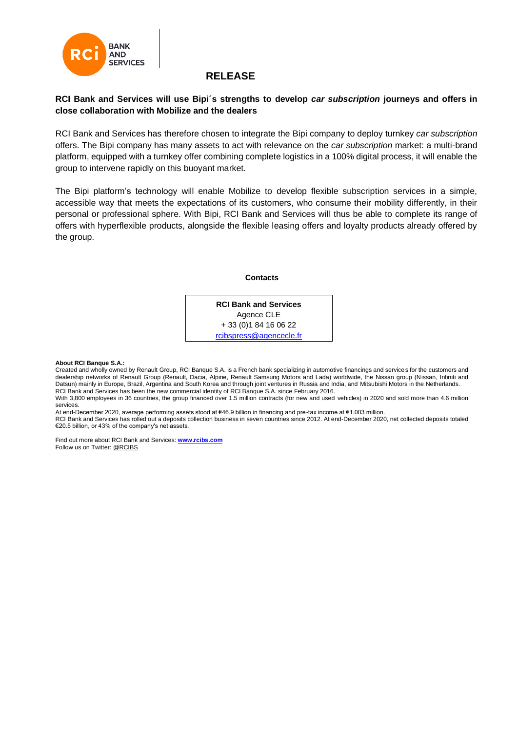# RELEASE

**RCI Bank and Services will use Bipi´s strengths to develop *car subscription* journeys and offers in close collaboration with Mobilize and the dealers**

RCI Bank and Services has therefore chosen to integrate the Bipi company to deploy turnkey *car subscription* offers. The Bipi company has many assets to act with relevance on the *car subscription* market: a multi-brand platform, equipped with a turnkey offer combining complete logistics in a 100% digital process, it will enable the group to intervene rapidly on this buoyant market.

The Bipi platform's technology will enable Mobilize to develop flexible subscription services in a simple, accessible way that meets the expectations of its customers, who consume their mobility differently, in their personal or professional sphere. With Bipi, RCI Bank and Services will thus be able to complete its range of offers with hyperflexible products, alongside the flexible leasing offers and loyalty products already offered by the group.

**Contacts**

**RCI Bank and Services**
Agence CLE
+ 33 (0)1 84 16 06 22
rcibspress@agencecle.fr

**About RCI Banque S.A.:**
Created and wholly owned by Renault Group, RCI Banque S.A. is a French bank specializing in automotive financings and services for the customers and dealership networks of Renault Group (Renault, Dacia, Alpine, Renault Samsung Motors and Lada) worldwide, the Nissan group (Nissan, Infiniti and Datsun) mainly in Europe, Brazil, Argentina and South Korea and through joint ventures in Russia and India, and Mitsubishi Motors in the Netherlands.
RCI Bank and Services has been the new commercial identity of RCI Banque S.A. since February 2016.
With 3,800 employees in 36 countries, the group financed over 1.5 million contracts (for new and used vehicles) in 2020 and sold more than 4.6 million services.
At end-December 2020, average performing assets stood at €46.9 billion in financing and pre-tax income at €1.003 million.
RCI Bank and Services has rolled out a deposits collection business in seven countries since 2012. At end-December 2020, net collected deposits totaled €20.5 billion, or 43% of the company's net assets.

Find out more about RCI Bank and Services: **www.rcibs.com**
Follow us on Twitter: @RCIBS